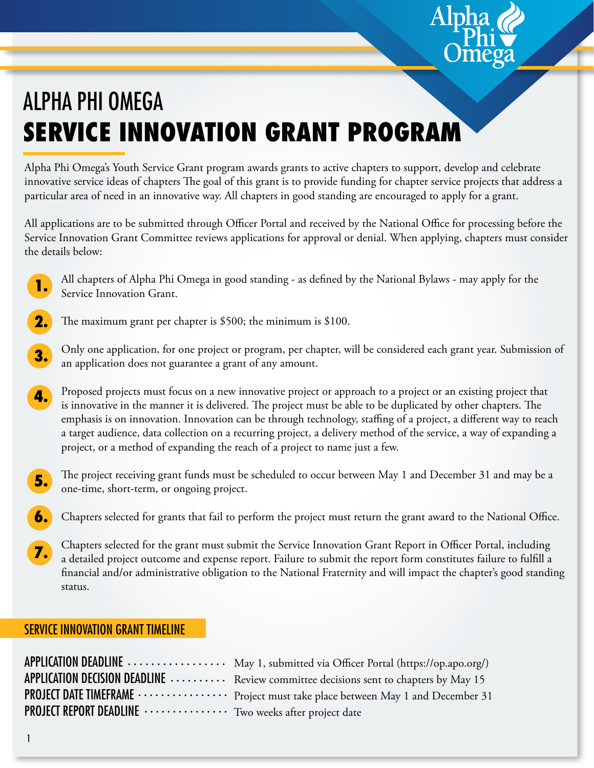# ALPHA PHI OMEGA

# SERVICE INNOVATION GRANT PROGRAM

Alpha Phi Omega's Youth Service Grant program awards grants to active chapters to support, develop and celebrate innovative service ideas of chapters The goal of this grant is to provide funding for chapter service projects that address a particular area of need in an innovative way. All chapters in good standing are encouraged to apply for a grant.

All applications are to be submitted through Officer Portal and received by the National Office for processing before the Service Innovation Grant Committee reviews applications for approval or denial. When applying, chapters must consider the details below:

1. All chapters of Alpha Phi Omega in good standing - as defined by the National Bylaws - may apply for the Service Innovation Grant.
2. The maximum grant per chapter is $500; the minimum is $100.
3. Only one application, for one project or program, per chapter, will be considered each grant year. Submission of an application does not guarantee a grant of any amount.
4. Proposed projects must focus on a new innovative project or approach to a project or an existing project that is innovative in the manner it is delivered. The project must be able to be duplicated by other chapters. The emphasis is on innovation. Innovation can be through technology, staffing of a project, a different way to reach a target audience, data collection on a recurring project, a delivery method of the service, a way of expanding a project, or a method of expanding the reach of a project to name just a few.
5. The project receiving grant funds must be scheduled to occur between May 1 and December 31 and may be a one-time, short-term, or ongoing project.
6. Chapters selected for grants that fail to perform the project must return the grant award to the National Office.
7. Chapters selected for the grant must submit the Service Innovation Grant Report in Officer Portal, including a detailed project outcome and expense report. Failure to submit the report form constitutes failure to fulfill a financial and/or administrative obligation to the National Fraternity and will impact the chapter's good standing status.

## SERVICE INNOVATION GRANT TIMELINE

**APPLICATION DEADLINE** ........ May 1, submitted via Officer Portal (https://op.apo.org/)

**APPLICATION DECISION DEADLINE** ........ Review committee decisions sent to chapters by May 15

**PROJECT DATE TIMEFRAME** ........ Project must take place between May 1 and December 31

**PROJECT REPORT DEADLINE** ........ Two weeks after project date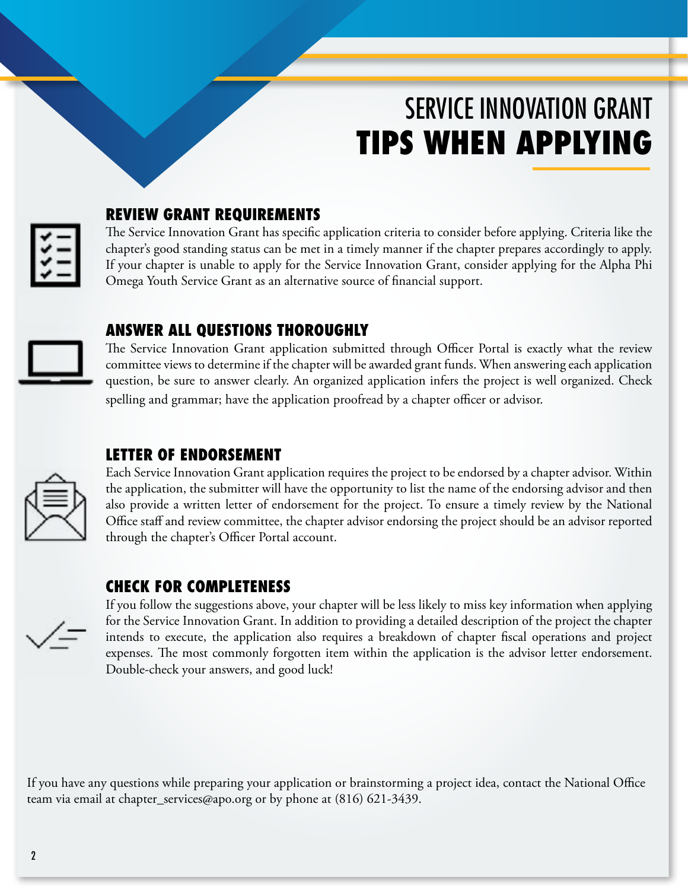# SERVICE INNOVATION GRANT
# TIPS WHEN APPLYING

## REVIEW GRANT REQUIREMENTS

The Service Innovation Grant has specific application criteria to consider before applying. Criteria like the chapter's good standing status can be met in a timely manner if the chapter prepares accordingly to apply. If your chapter is unable to apply for the Service Innovation Grant, consider applying for the Alpha Phi Omega Youth Service Grant as an alternative source of financial support.

## ANSWER ALL QUESTIONS THOROUGHLY

The Service Innovation Grant application submitted through Officer Portal is exactly what the review committee views to determine if the chapter will be awarded grant funds. When answering each application question, be sure to answer clearly. An organized application infers the project is well organized. Check spelling and grammar; have the application proofread by a chapter officer or advisor.

## LETTER OF ENDORSEMENT

Each Service Innovation Grant application requires the project to be endorsed by a chapter advisor. Within the application, the submitter will have the opportunity to list the name of the endorsing advisor and then also provide a written letter of endorsement for the project. To ensure a timely review by the National Office staff and review committee, the chapter advisor endorsing the project should be an advisor reported through the chapter's Officer Portal account.

## CHECK FOR COMPLETENESS

If you follow the suggestions above, your chapter will be less likely to miss key information when applying for the Service Innovation Grant. In addition to providing a detailed description of the project the chapter intends to execute, the application also requires a breakdown of chapter fiscal operations and project expenses. The most commonly forgotten item within the application is the advisor letter endorsement. Double-check your answers, and good luck!

If you have any questions while preparing your application or brainstorming a project idea, contact the National Office team via email at chapter_services@apo.org or by phone at (816) 621-3439.